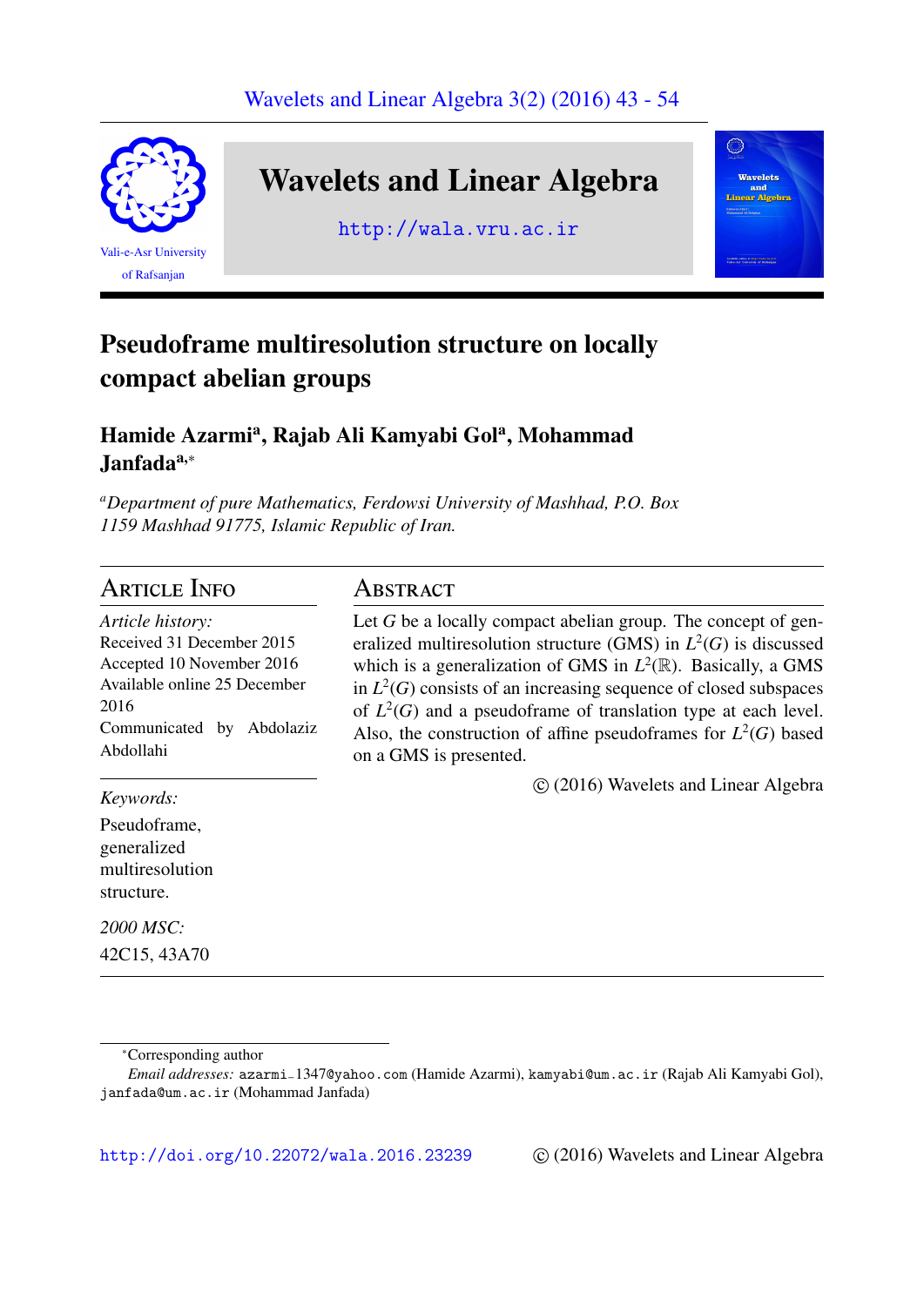# Pseudoframe multiresolution structure on locally compact abelian groups

**Hamide Azarmi[a], Rajab Ali Kamyabi Gol[a], Mohammad Janfada[a,*]**

[a] *Department of pure Mathematics, Ferdowsi University of Mashhad, P.O. Box 1159 Mashhad 91775, Islamic Republic of Iran.*

## Article Info

*Article history:*
Received 31 December 2015
Accepted 10 November 2016
Available online 25 December 2016
Communicated by Abdolaziz Abdollahi

*Keywords:*
Pseudoframe,
generalized multiresolution structure.

*2000 MSC:*
42C15, 43A70

## Abstract

Let $G$ be a locally compact abelian group. The concept of generalized multiresolution structure (GMS) in $L^2(G)$ is discussed which is a generalization of GMS in $L^2(\mathbb{R})$. Basically, a GMS in $L^2(G)$ consists of an increasing sequence of closed subspaces of $L^2(G)$ and a pseudoframe of translation type at each level. Also, the construction of affine pseudoframes for $L^2(G)$ based on a GMS is presented.

© (2016) Wavelets and Linear Algebra

---

*Corresponding author
*Email addresses:* azarmi_1347@yahoo.com (Hamide Azarmi), kamyabi@um.ac.ir (Rajab Ali Kamyabi Gol), janfada@um.ac.ir (Mohammad Janfada)

http://doi.org/10.22072/wala.2016.23239 © (2016) Wavelets and Linear Algebra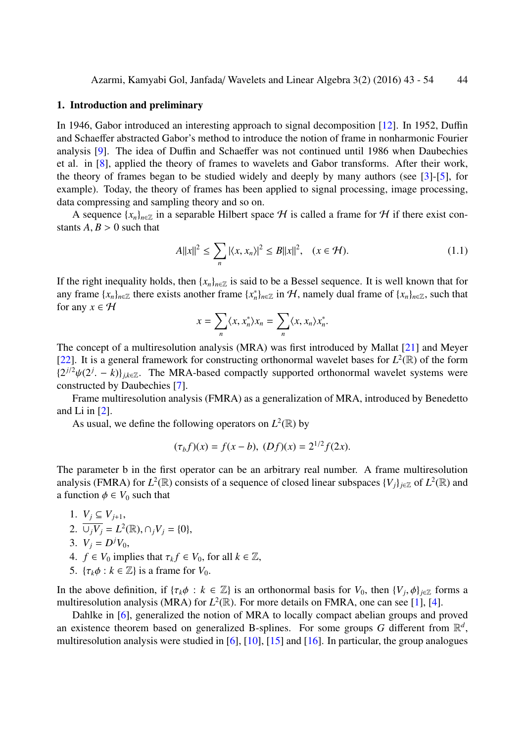## 1. Introduction and preliminary

In 1946, Gabor introduced an interesting approach to signal decomposition [12]. In 1952, Duffin and Schaeffer abstracted Gabor's method to introduce the notion of frame in nonharmonic Fourier analysis [9]. The idea of Duffin and Schaeffer was not continued until 1986 when Daubechies et al. in [8], applied the theory of frames to wavelets and Gabor transforms. After their work, the theory of frames began to be studied widely and deeply by many authors (see [3]-[5], for example). Today, the theory of frames has been applied to signal processing, image processing, data compressing and sampling theory and so on.

A sequence $\{x_n\}_{n\in\mathbb{Z}}$ in a separable Hilbert space $\mathcal{H}$ is called a frame for $\mathcal{H}$ if there exist constants $A, B > 0$ such that

$$A\|x\|^2 \leq \sum_n |\langle x, x_n\rangle|^2 \leq B\|x\|^2, \quad (x \in \mathcal{H}). \tag{1.1}$$

If the right inequality holds, then $\{x_n\}_{n\in\mathbb{Z}}$ is said to be a Bessel sequence. It is well known that for any frame $\{x_n\}_{n\in\mathbb{Z}}$ there exists another frame $\{x_n^*\}_{n\in\mathbb{Z}}$ in $\mathcal{H}$, namely dual frame of $\{x_n\}_{n\in\mathbb{Z}}$, such that for any $x \in \mathcal{H}$

$$x = \sum_n \langle x, x_n^*\rangle x_n = \sum_n \langle x, x_n\rangle x_n^*.$$

The concept of a multiresolution analysis (MRA) was first introduced by Mallat [21] and Meyer [22]. It is a general framework for constructing orthonormal wavelet bases for $L^2(\mathbb{R})$ of the form $\{2^{j/2}\psi(2^j. - k)\}_{j,k\in\mathbb{Z}}$. The MRA-based compactly supported orthonormal wavelet systems were constructed by Daubechies [7].

Frame multiresolution analysis (FMRA) as a generalization of MRA, introduced by Benedetto and Li in [2].

As usual, we define the following operators on $L^2(\mathbb{R})$ by

$$(\tau_b f)(x) = f(x - b), \ (Df)(x) = 2^{1/2} f(2x).$$

The parameter b in the first operator can be an arbitrary real number. A frame multiresolution analysis (FMRA) for $L^2(\mathbb{R})$ consists of a sequence of closed linear subspaces $\{V_j\}_{j\in\mathbb{Z}}$ of $L^2(\mathbb{R})$ and a function $\phi \in V_0$ such that

1. $V_j \subseteq V_{j+1}$,
2. $\overline{\cup_j V_j} = L^2(\mathbb{R}), \cap_j V_j = \{0\}$,
3. $V_j = D^j V_0$,
4. $f \in V_0$ implies that $\tau_k f \in V_0$, for all $k \in \mathbb{Z}$,
5. $\{\tau_k \phi : k \in \mathbb{Z}\}$ is a frame for $V_0$.

In the above definition, if $\{\tau_k \phi : k \in \mathbb{Z}\}$ is an orthonormal basis for $V_0$, then $\{V_j, \phi\}_{j\in\mathbb{Z}}$ forms a multiresolution analysis (MRA) for $L^2(\mathbb{R})$. For more details on FMRA, one can see [1], [4].

Dahlke in [6], generalized the notion of MRA to locally compact abelian groups and proved an existence theorem based on generalized B-splines. For some groups $G$ different from $\mathbb{R}^d$, multiresolution analysis were studied in [6], [10], [15] and [16]. In particular, the group analogues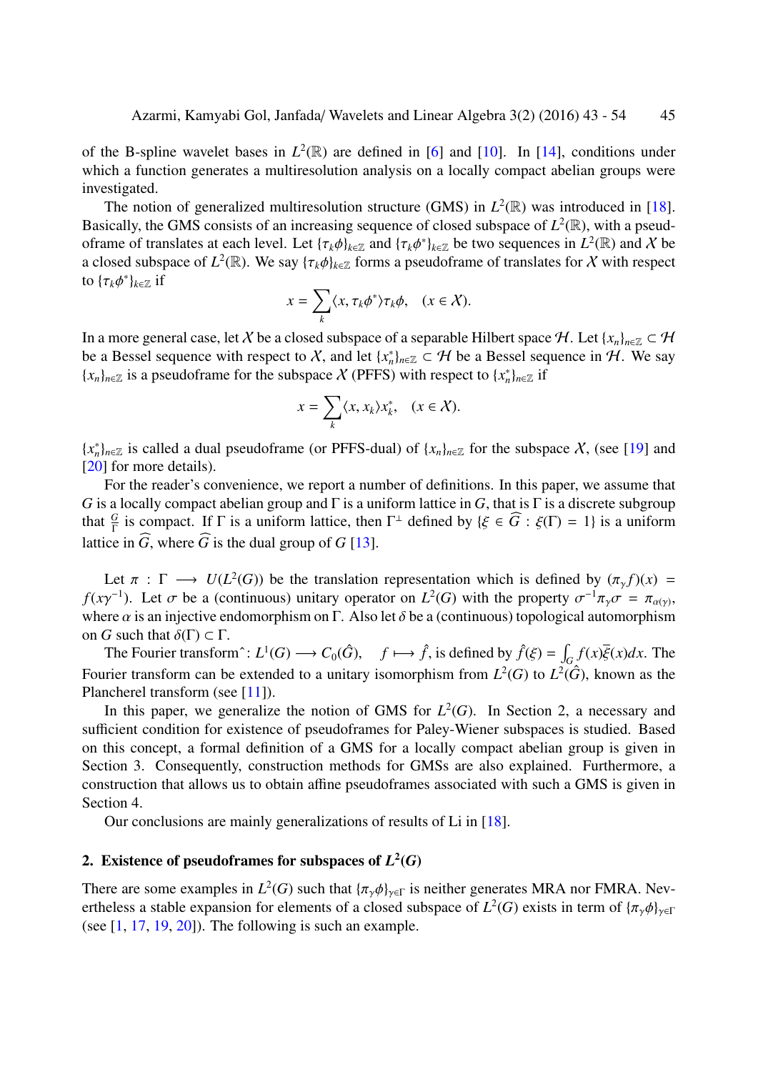of the B-spline wavelet bases in $L^2(\mathbb{R})$ are defined in [6] and [10]. In [14], conditions under which a function generates a multiresolution analysis on a locally compact abelian groups were investigated.

The notion of generalized multiresolution structure (GMS) in $L^2(\mathbb{R})$ was introduced in [18]. Basically, the GMS consists of an increasing sequence of closed subspace of $L^2(\mathbb{R})$, with a pseudoframe of translates at each level. Let $\{\tau_k\phi\}_{k\in\mathbb{Z}}$ and $\{\tau_k\phi^*\}_{k\in\mathbb{Z}}$ be two sequences in $L^2(\mathbb{R})$ and $\mathcal{X}$ be a closed subspace of $L^2(\mathbb{R})$. We say $\{\tau_k\phi\}_{k\in\mathbb{Z}}$ forms a pseudoframe of translates for $\mathcal{X}$ with respect to $\{\tau_k\phi^*\}_{k\in\mathbb{Z}}$ if

$$x = \sum_k \langle x, \tau_k\phi^*\rangle \tau_k\phi, \quad (x \in \mathcal{X}).$$

In a more general case, let $\mathcal{X}$ be a closed subspace of a separable Hilbert space $\mathcal{H}$. Let $\{x_n\}_{n\in\mathbb{Z}} \subset \mathcal{H}$ be a Bessel sequence with respect to $\mathcal{X}$, and let $\{x_n^*\}_{n\in\mathbb{Z}} \subset \mathcal{H}$ be a Bessel sequence in $\mathcal{H}$. We say $\{x_n\}_{n\in\mathbb{Z}}$ is a pseudoframe for the subspace $\mathcal{X}$ (PFFS) with respect to $\{x_n^*\}_{n\in\mathbb{Z}}$ if

$$x = \sum_k \langle x, x_k\rangle x_k^*, \quad (x \in \mathcal{X}).$$

$\{x_n^*\}_{n\in\mathbb{Z}}$ is called a dual pseudoframe (or PFFS-dual) of $\{x_n\}_{n\in\mathbb{Z}}$ for the subspace $\mathcal{X}$, (see [19] and [20] for more details).

For the reader's convenience, we report a number of definitions. In this paper, we assume that $G$ is a locally compact abelian group and $\Gamma$ is a uniform lattice in $G$, that is $\Gamma$ is a discrete subgroup that $\frac{G}{\Gamma}$ is compact. If $\Gamma$ is a uniform lattice, then $\Gamma^\perp$ defined by $\{\xi \in \widehat{G} : \xi(\Gamma) = 1\}$ is a uniform lattice in $\widehat{G}$, where $\widehat{G}$ is the dual group of $G$ [13].

Let $\pi : \Gamma \longrightarrow U(L^2(G))$ be the translation representation which is defined by $(\pi_\gamma f)(x) = f(x\gamma^{-1})$. Let $\sigma$ be a (continuous) unitary operator on $L^2(G)$ with the property $\sigma^{-1}\pi_\gamma\sigma = \pi_{\alpha(\gamma)}$, where $\alpha$ is an injective endomorphism on $\Gamma$. Also let $\delta$ be a (continuous) topological automorphism on $G$ such that $\delta(\Gamma) \subset \Gamma$.

The Fourier transform$\hat{\ }$: $L^1(G) \longrightarrow C_0(\hat{G})$, $\quad f \longmapsto \hat{f}$, is defined by $\hat{f}(\xi) = \int_G f(x)\overline{\xi}(x)dx$. The Fourier transform can be extended to a unitary isomorphism from $L^2(G)$ to $L^2(\hat{G})$, known as the Plancherel transform (see [11]).

In this paper, we generalize the notion of GMS for $L^2(G)$. In Section 2, a necessary and sufficient condition for existence of pseudoframes for Paley-Wiener subspaces is studied. Based on this concept, a formal definition of a GMS for a locally compact abelian group is given in Section 3. Consequently, construction methods for GMSs are also explained. Furthermore, a construction that allows us to obtain affine pseudoframes associated with such a GMS is given in Section 4.

Our conclusions are mainly generalizations of results of Li in [18].

## 2. Existence of pseudoframes for subspaces of $L^2(G)$

There are some examples in $L^2(G)$ such that $\{\pi_\gamma\phi\}_{\gamma\in\Gamma}$ is neither generates MRA nor FMRA. Nevertheless a stable expansion for elements of a closed subspace of $L^2(G)$ exists in term of $\{\pi_\gamma\phi\}_{\gamma\in\Gamma}$ (see [1, 17, 19, 20]). The following is such an example.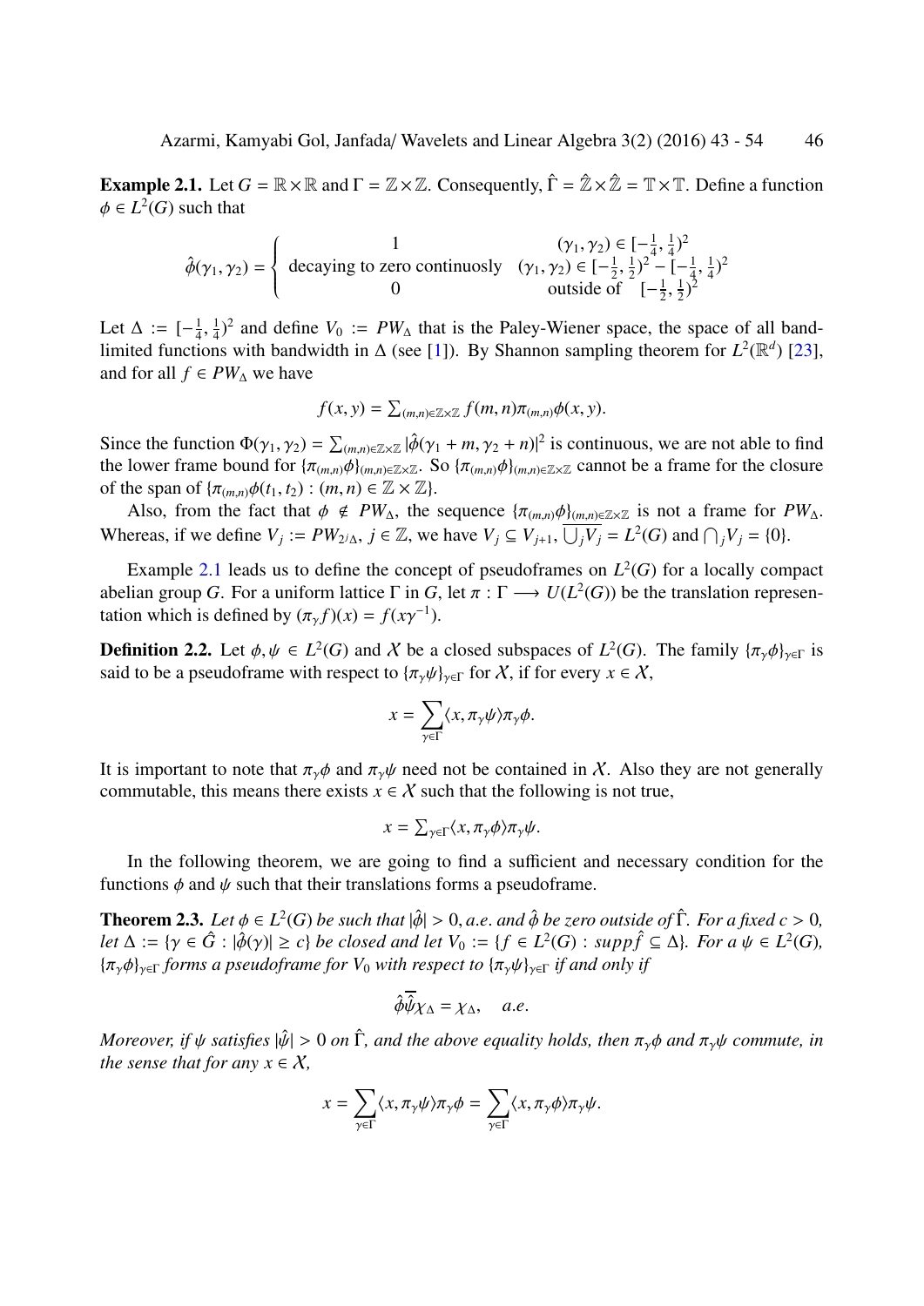**Example 2.1.** Let $G = \mathbb{R} \times \mathbb{R}$ and $\Gamma = \mathbb{Z} \times \mathbb{Z}$. Consequently, $\hat{\Gamma} = \hat{\mathbb{Z}} \times \hat{\mathbb{Z}} = \mathbb{T} \times \mathbb{T}$. Define a function $\phi \in L^2(G)$ such that

$$\hat{\phi}(\gamma_1, \gamma_2) = \begin{cases} 1 & (\gamma_1, \gamma_2) \in [-\frac{1}{4}, \frac{1}{4})^2 \\ \text{decaying to zero continuosly} & (\gamma_1, \gamma_2) \in [-\frac{1}{2}, \frac{1}{2})^2 - [-\frac{1}{4}, \frac{1}{4})^2 \\ 0 & \text{outside of} \quad [-\frac{1}{2}, \frac{1}{2})^2 \end{cases}$$

Let $\Delta := [-\frac{1}{4}, \frac{1}{4})^2$ and define $V_0 := PW_\Delta$ that is the Paley-Wiener space, the space of all band-limited functions with bandwidth in $\Delta$ (see [1]). By Shannon sampling theorem for $L^2(\mathbb{R}^d)$ [23], and for all $f \in PW_\Delta$ we have

$$f(x, y) = \sum_{(m,n) \in \mathbb{Z} \times \mathbb{Z}} f(m, n) \pi_{(m,n)} \phi(x, y).$$

Since the function $\Phi(\gamma_1, \gamma_2) = \sum_{(m,n) \in \mathbb{Z} \times \mathbb{Z}} |\hat{\phi}(\gamma_1 + m, \gamma_2 + n)|^2$ is continuous, we are not able to find the lower frame bound for $\{\pi_{(m,n)}\phi\}_{(m,n) \in \mathbb{Z} \times \mathbb{Z}}$. So $\{\pi_{(m,n)}\phi\}_{(m,n) \in \mathbb{Z} \times \mathbb{Z}}$ cannot be a frame for the closure of the span of $\{\pi_{(m,n)}\phi(t_1, t_2) : (m, n) \in \mathbb{Z} \times \mathbb{Z}\}$.

Also, from the fact that $\phi \notin PW_\Delta$, the sequence $\{\pi_{(m,n)}\phi\}_{(m,n) \in \mathbb{Z} \times \mathbb{Z}}$ is not a frame for $PW_\Delta$. Whereas, if we define $V_j := PW_{2^j \Delta}$, $j \in \mathbb{Z}$, we have $V_j \subseteq V_{j+1}$, $\overline{\bigcup_j V_j} = L^2(G)$ and $\bigcap_j V_j = \{0\}$.

Example 2.1 leads us to define the concept of pseudoframes on $L^2(G)$ for a locally compact abelian group $G$. For a uniform lattice $\Gamma$ in $G$, let $\pi : \Gamma \longrightarrow U(L^2(G))$ be the translation representation which is defined by $(\pi_\gamma f)(x) = f(x\gamma^{-1})$.

**Definition 2.2.** Let $\phi, \psi \in L^2(G)$ and $\mathcal{X}$ be a closed subspaces of $L^2(G)$. The family $\{\pi_\gamma \phi\}_{\gamma \in \Gamma}$ is said to be a pseudoframe with respect to $\{\pi_\gamma \psi\}_{\gamma \in \Gamma}$ for $\mathcal{X}$, if for every $x \in \mathcal{X}$,

$$x = \sum_{\gamma \in \Gamma} \langle x, \pi_\gamma \psi \rangle \pi_\gamma \phi.$$

It is important to note that $\pi_\gamma \phi$ and $\pi_\gamma \psi$ need not be contained in $\mathcal{X}$. Also they are not generally commutable, this means there exists $x \in \mathcal{X}$ such that the following is not true,

$$x = \sum_{\gamma \in \Gamma} \langle x, \pi_\gamma \phi \rangle \pi_\gamma \psi.$$

In the following theorem, we are going to find a sufficient and necessary condition for the functions $\phi$ and $\psi$ such that their translations forms a pseudoframe.

**Theorem 2.3.** *Let $\phi \in L^2(G)$ be such that $|\hat{\phi}| > 0$, a.e. and $\hat{\phi}$ be zero outside of $\hat{\Gamma}$. For a fixed $c > 0$, let $\Delta := \{\gamma \in \hat{G} : |\hat{\phi}(\gamma)| \geq c\}$ be closed and let $V_0 := \{f \in L^2(G) : supp \hat{f} \subseteq \Delta\}$. For a $\psi \in L^2(G)$, $\{\pi_\gamma \phi\}_{\gamma \in \Gamma}$ forms a pseudoframe for $V_0$ with respect to $\{\pi_\gamma \psi\}_{\gamma \in \Gamma}$ if and only if*

$$\hat{\phi} \overline{\hat{\psi}} \chi_\Delta = \chi_\Delta, \quad a.e.$$

*Moreover, if $\psi$ satisfies $|\hat{\psi}| > 0$ on $\hat{\Gamma}$, and the above equality holds, then $\pi_\gamma \phi$ and $\pi_\gamma \psi$ commute, in the sense that for any $x \in \mathcal{X}$,*

$$x = \sum_{\gamma \in \Gamma} \langle x, \pi_\gamma \psi \rangle \pi_\gamma \phi = \sum_{\gamma \in \Gamma} \langle x, \pi_\gamma \phi \rangle \pi_\gamma \psi.$$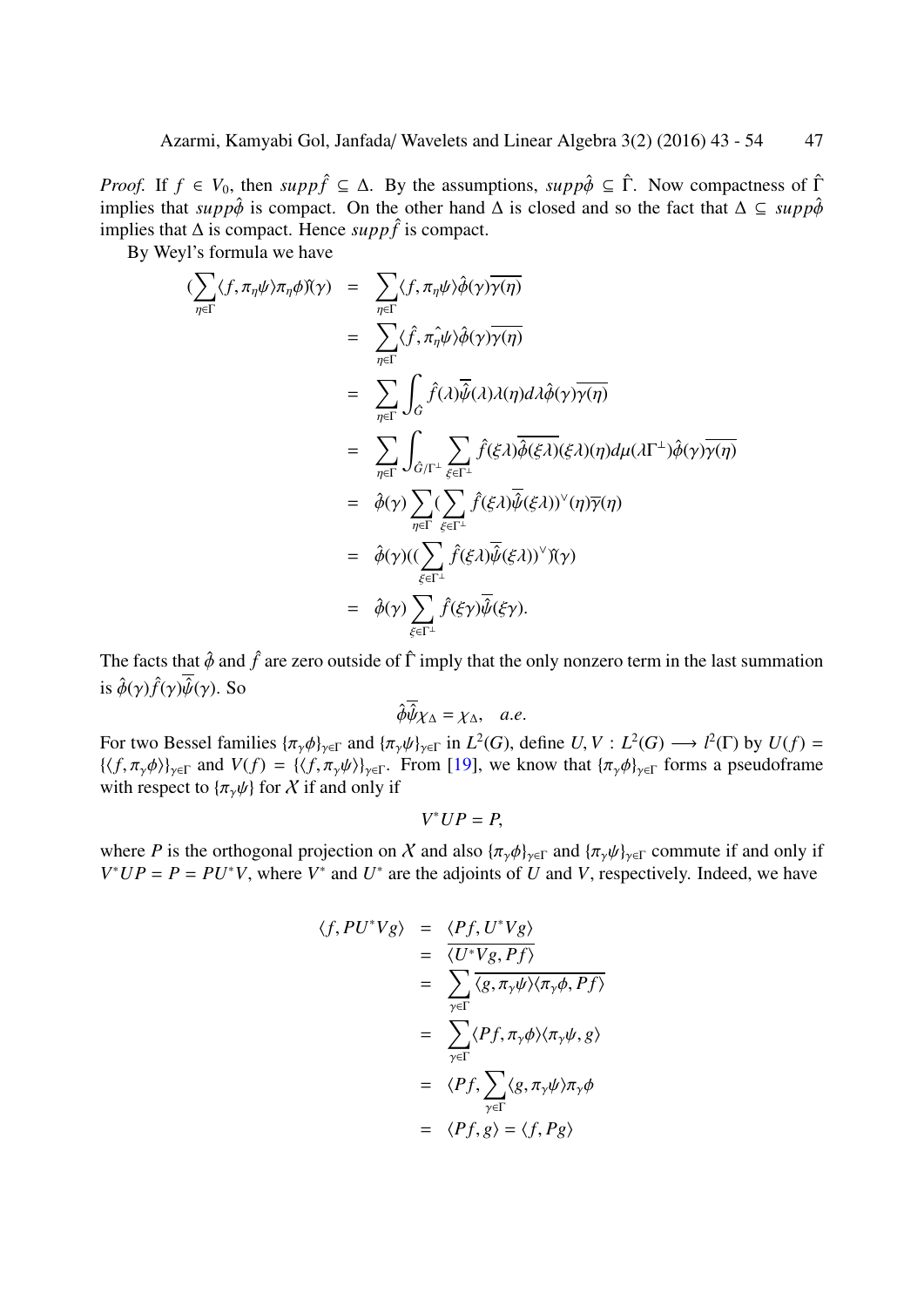*Proof.* If $f \in V_0$, then $supp\hat{f} \subseteq \Delta$. By the assumptions, $supp\hat{\phi} \subseteq \hat{\Gamma}$. Now compactness of $\hat{\Gamma}$ implies that $supp\hat{\phi}$ is compact. On the other hand $\Delta$ is closed and so the fact that $\Delta \subseteq supp\hat{\phi}$ implies that $\Delta$ is compact. Hence $supp\hat{f}$ is compact.

By Weyl's formula we have

$$
\begin{aligned}
(\sum_{\eta\in\Gamma}\langle f, \pi_\eta\psi\rangle\pi_\eta\phi\hat{)}(\gamma) &= \sum_{\eta\in\Gamma}\langle f, \pi_\eta\psi\rangle\hat{\phi}(\gamma)\overline{\gamma(\eta)} \\
&= \sum_{\eta\in\Gamma}\langle \hat{f}, \hat{\pi_\eta\psi}\rangle\hat{\phi}(\gamma)\overline{\gamma(\eta)} \\
&= \sum_{\eta\in\Gamma}\int_{\hat{G}}\hat{f}(\lambda)\overline{\hat{\psi}}(\lambda)\lambda(\eta)d\lambda\hat{\phi}(\gamma)\overline{\gamma(\eta)} \\
&= \sum_{\eta\in\Gamma}\int_{\hat{G}/\Gamma^\perp}\sum_{\xi\in\Gamma^\perp}\hat{f}(\xi\lambda)\overline{\hat{\phi}(\xi\lambda)}(\xi\lambda)(\eta)d\mu(\lambda\Gamma^\perp)\hat{\phi}(\gamma)\overline{\gamma(\eta)} \\
&= \hat{\phi}(\gamma)\sum_{\eta\in\Gamma}(\sum_{\xi\in\Gamma^\perp}\hat{f}(\xi\lambda)\overline{\hat{\psi}}(\xi\lambda))^\vee(\eta)\overline{\gamma}(\eta) \\
&= \hat{\phi}(\gamma)((\sum_{\xi\in\Gamma^\perp}\hat{f}(\xi\lambda)\overline{\hat{\psi}}(\xi\lambda))^\vee\hat{)}(\gamma) \\
&= \hat{\phi}(\gamma)\sum_{\xi\in\Gamma^\perp}\hat{f}(\xi\gamma)\overline{\hat{\psi}}(\xi\gamma).
\end{aligned}
$$

The facts that $\hat{\phi}$ and $\hat{f}$ are zero outside of $\hat{\Gamma}$ imply that the only nonzero term in the last summation is $\hat{\phi}(\gamma)\hat{f}(\gamma)\overline{\hat{\psi}}(\gamma)$. So

$$
\hat{\phi}\overline{\hat{\psi}}\chi_\Delta = \chi_\Delta, \quad a.e.
$$

For two Bessel families $\{\pi_\gamma\phi\}_{\gamma\in\Gamma}$ and $\{\pi_\gamma\psi\}_{\gamma\in\Gamma}$ in $L^2(G)$, define $U, V : L^2(G) \longrightarrow l^2(\Gamma)$ by $U(f) = \{\langle f, \pi_\gamma\phi\rangle\}_{\gamma\in\Gamma}$ and $V(f) = \{\langle f, \pi_\gamma\psi\rangle\}_{\gamma\in\Gamma}$. From [19], we know that $\{\pi_\gamma\phi\}_{\gamma\in\Gamma}$ forms a pseudoframe with respect to $\{\pi_\gamma\psi\}$ for $\mathcal{X}$ if and only if

$$
V^*UP = P,
$$

where $P$ is the orthogonal projection on $\mathcal{X}$ and also $\{\pi_\gamma\phi\}_{\gamma\in\Gamma}$ and $\{\pi_\gamma\psi\}_{\gamma\in\Gamma}$ commute if and only if $V^*UP = P = PU^*V$, where $V^*$ and $U^*$ are the adjoints of $U$ and $V$, respectively. Indeed, we have

$$
\begin{aligned}
\langle f, PU^*Vg\rangle &= \langle Pf, U^*Vg\rangle \\
&= \overline{\langle U^*Vg, Pf\rangle} \\
&= \sum_{\gamma\in\Gamma}\overline{\langle g, \pi_\gamma\psi\rangle\langle\pi_\gamma\phi, Pf\rangle} \\
&= \sum_{\gamma\in\Gamma}\langle Pf, \pi_\gamma\phi\rangle\langle\pi_\gamma\psi, g\rangle \\
&= \langle Pf, \sum_{\gamma\in\Gamma}\langle g, \pi_\gamma\psi\rangle\pi_\gamma\phi \\
&= \langle Pf, g\rangle = \langle f, Pg\rangle
\end{aligned}
$$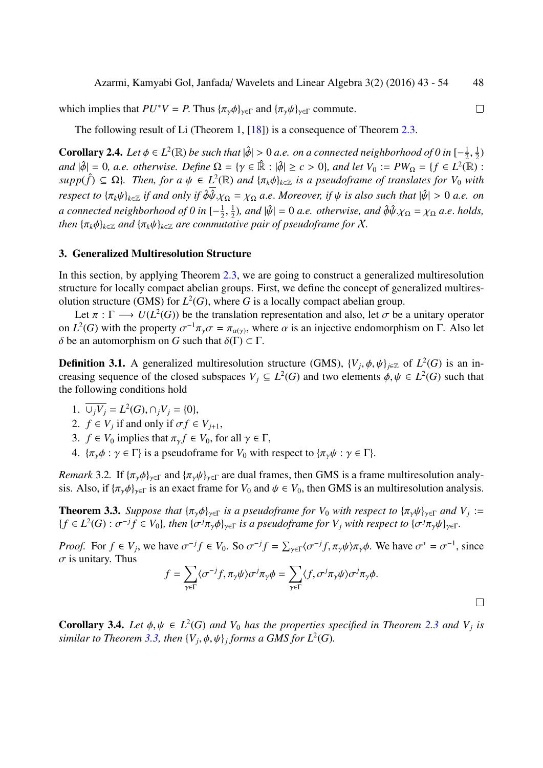which implies that $PU^*V = P$. Thus $\{\pi_\gamma\phi\}_{\gamma\in\Gamma}$ and $\{\pi_\gamma\psi\}_{\gamma\in\Gamma}$ commute. □

The following result of Li (Theorem 1, [18]) is a consequence of Theorem 2.3.

**Corollary 2.4.** *Let $\phi \in L^2(\mathbb{R})$ be such that $|\hat{\phi}| > 0$ a.e. on a connected neighborhood of 0 in $[-\frac{1}{2}, \frac{1}{2})$ and $|\hat{\phi}| = 0$, a.e. otherwise. Define $\Omega = \{\gamma \in \hat{\mathbb{R}} : |\hat{\phi}| \geq c > 0\}$, and let $V_0 := PW_\Omega = \{f \in L^2(\mathbb{R}) : supp(\hat{f}) \subseteq \Omega\}$. Then, for a $\psi \in L^2(\mathbb{R})$ and $\{\pi_k\phi\}_{k\in\mathbb{Z}}$ is a pseudoframe of translates for $V_0$ with respect to $\{\pi_k\psi\}_{k\in\mathbb{Z}}$ if and only if $\hat{\phi}\overline{\hat{\psi}}.\chi_\Omega = \chi_\Omega$ a.e. Moreover, if $\psi$ is also such that $|\hat{\psi}| > 0$ a.e. on a connected neighborhood of 0 in $[-\frac{1}{2}, \frac{1}{2})$, and $|\hat{\psi}| = 0$ a.e. otherwise, and $\hat{\phi}\overline{\hat{\psi}}.\chi_\Omega = \chi_\Omega$ a.e. holds, then $\{\pi_k\phi\}_{k\in\mathbb{Z}}$ and $\{\pi_k\psi\}_{k\in\mathbb{Z}}$ are commutative pair of pseudoframe for $X$.*

## 3. Generalized Multiresolution Structure

In this section, by applying Theorem 2.3, we are going to construct a generalized multiresolution structure for locally compact abelian groups. First, we define the concept of generalized multiresolution structure (GMS) for $L^2(G)$, where $G$ is a locally compact abelian group.

Let $\pi : \Gamma \longrightarrow U(L^2(G))$ be the translation representation and also, let $\sigma$ be a unitary operator on $L^2(G)$ with the property $\sigma^{-1}\pi_\gamma\sigma = \pi_{\alpha(\gamma)}$, where $\alpha$ is an injective endomorphism on $\Gamma$. Also let $\delta$ be an automorphism on $G$ such that $\delta(\Gamma) \subset \Gamma$.

**Definition 3.1.** A generalized multiresolution structure (GMS), $\{V_j, \phi, \psi\}_{j\in\mathbb{Z}}$ of $L^2(G)$ is an increasing sequence of the closed subspaces $V_j \subseteq L^2(G)$ and two elements $\phi, \psi \in L^2(G)$ such that the following conditions hold

1. $\overline{\cup_j V_j} = L^2(G), \cap_j V_j = \{0\}$,
2. $f \in V_j$ if and only if $\sigma f \in V_{j+1}$,
3. $f \in V_0$ implies that $\pi_\gamma f \in V_0$, for all $\gamma \in \Gamma$,
4. $\{\pi_\gamma\phi : \gamma \in \Gamma\}$ is a pseudoframe for $V_0$ with respect to $\{\pi_\gamma\psi : \gamma \in \Gamma\}$.

*Remark* 3.2. If $\{\pi_\gamma\phi\}_{\gamma\in\Gamma}$ and $\{\pi_\gamma\psi\}_{\gamma\in\Gamma}$ are dual frames, then GMS is a frame multiresolution analysis. Also, if $\{\pi_\gamma\phi\}_{\gamma\in\Gamma}$ is an exact frame for $V_0$ and $\psi \in V_0$, then GMS is an multiresolution analysis.

**Theorem 3.3.** *Suppose that $\{\pi_\gamma\phi\}_{\gamma\in\Gamma}$ is a pseudoframe for $V_0$ with respect to $\{\pi_\gamma\psi\}_{\gamma\in\Gamma}$ and $V_j := \{f \in L^2(G) : \sigma^{-j}f \in V_0\}$, then $\{\sigma^j\pi_\gamma\phi\}_{\gamma\in\Gamma}$ is a pseudoframe for $V_j$ with respect to $\{\sigma^j\pi_\gamma\psi\}_{\gamma\in\Gamma}$.*

*Proof.* For $f \in V_j$, we have $\sigma^{-j}f \in V_0$. So $\sigma^{-j}f = \sum_{\gamma\in\Gamma}\langle\sigma^{-j}f, \pi_\gamma\psi\rangle\pi_\gamma\phi$. We have $\sigma^* = \sigma^{-1}$, since $\sigma$ is unitary. Thus

$$f = \sum_{\gamma\in\Gamma}\langle\sigma^{-j}f, \pi_\gamma\psi\rangle\sigma^j\pi_\gamma\phi = \sum_{\gamma\in\Gamma}\langle f, \sigma^j\pi_\gamma\psi\rangle\sigma^j\pi_\gamma\phi.$$

□

**Corollary 3.4.** *Let $\phi, \psi \in L^2(G)$ and $V_0$ has the properties specified in Theorem 2.3 and $V_j$ is similar to Theorem 3.3, then $\{V_j, \phi, \psi\}_j$ forms a GMS for $L^2(G)$.*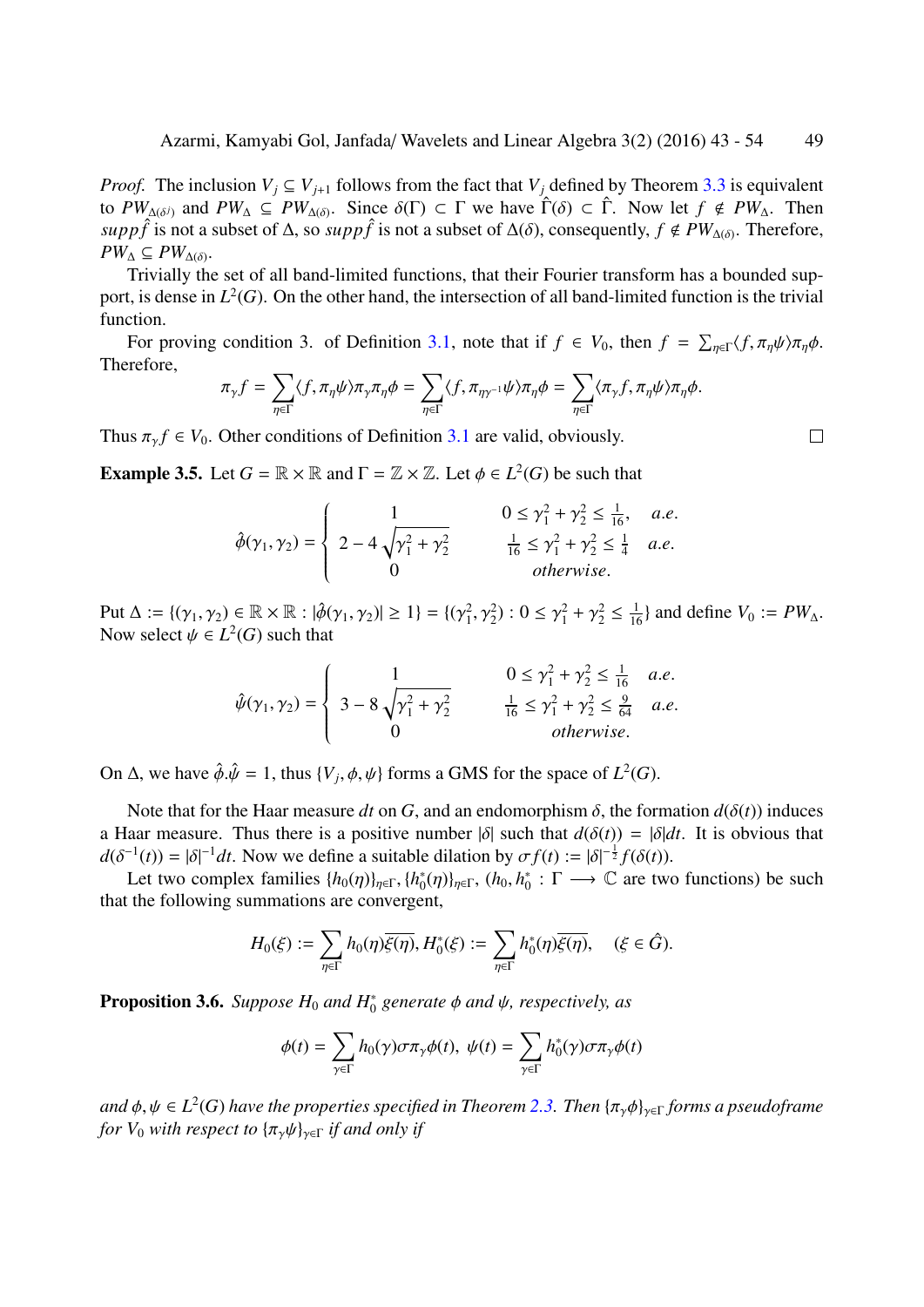*Proof.* The inclusion $V_j \subseteq V_{j+1}$ follows from the fact that $V_j$ defined by Theorem 3.3 is equivalent to $PW_{\Delta(\delta^j)}$ and $PW_\Delta \subseteq PW_{\Delta(\delta)}$. Since $\delta(\Gamma) \subset \Gamma$ we have $\hat{\Gamma}(\delta) \subset \hat{\Gamma}$. Now let $f \notin PW_\Delta$. Then $supp\hat{f}$ is not a subset of $\Delta$, so $supp\hat{f}$ is not a subset of $\Delta(\delta)$, consequently, $f \notin PW_{\Delta(\delta)}$. Therefore, $PW_\Delta \subseteq PW_{\Delta(\delta)}$.

Trivially the set of all band-limited functions, that their Fourier transform has a bounded support, is dense in $L^2(G)$. On the other hand, the intersection of all band-limited function is the trivial function.

For proving condition 3. of Definition 3.1, note that if $f \in V_0$, then $f = \sum_{\eta\in\Gamma}\langle f, \pi_\eta\psi\rangle\pi_\eta\phi$. Therefore,

$$\pi_\gamma f = \sum_{\eta\in\Gamma}\langle f, \pi_\eta\psi\rangle\pi_\gamma\pi_\eta\phi = \sum_{\eta\in\Gamma}\langle f, \pi_{\eta\gamma^{-1}}\psi\rangle\pi_\eta\phi = \sum_{\eta\in\Gamma}\langle \pi_\gamma f, \pi_\eta\psi\rangle\pi_\eta\phi.$$

Thus $\pi_\gamma f \in V_0$. Other conditions of Definition 3.1 are valid, obviously. □

**Example 3.5.** Let $G = \mathbb{R}\times\mathbb{R}$ and $\Gamma = \mathbb{Z}\times\mathbb{Z}$. Let $\phi \in L^2(G)$ be such that

$$\hat{\phi}(\gamma_1,\gamma_2) = \begin{cases} 1 & 0 \le \gamma_1^2+\gamma_2^2 \le \frac{1}{16}, \quad a.e. \\ 2-4\sqrt{\gamma_1^2+\gamma_2^2} & \frac{1}{16} \le \gamma_1^2+\gamma_2^2 \le \frac{1}{4} \quad a.e. \\ 0 & otherwise. \end{cases}$$

Put $\Delta := \{(\gamma_1,\gamma_2) \in \mathbb{R}\times\mathbb{R} : |\hat{\phi}(\gamma_1,\gamma_2)| \ge 1\} = \{(\gamma_1^2,\gamma_2^2) : 0 \le \gamma_1^2+\gamma_2^2 \le \frac{1}{16}\}$ and define $V_0 := PW_\Delta$. Now select $\psi \in L^2(G)$ such that

$$\hat{\psi}(\gamma_1,\gamma_2) = \begin{cases} 1 & 0 \le \gamma_1^2+\gamma_2^2 \le \frac{1}{16} \quad a.e. \\ 3-8\sqrt{\gamma_1^2+\gamma_2^2} & \frac{1}{16} \le \gamma_1^2+\gamma_2^2 \le \frac{9}{64} \quad a.e. \\ 0 & otherwise. \end{cases}$$

On $\Delta$, we have $\hat{\phi}.\hat{\psi} = 1$, thus $\{V_j, \phi, \psi\}$ forms a GMS for the space of $L^2(G)$.

Note that for the Haar measure $dt$ on $G$, and an endomorphism $\delta$, the formation $d(\delta(t))$ induces a Haar measure. Thus there is a positive number $|\delta|$ such that $d(\delta(t)) = |\delta|dt$. It is obvious that $d(\delta^{-1}(t)) = |\delta|^{-1}dt$. Now we define a suitable dilation by $\sigma f(t) := |\delta|^{-\frac{1}{2}}f(\delta(t))$.

Let two complex families $\{h_0(\eta)\}_{\eta\in\Gamma}, \{h_0^*(\eta)\}_{\eta\in\Gamma}$, $(h_0, h_0^* : \Gamma \longrightarrow \mathbb{C}$ are two functions) be such that the following summations are convergent,

$$H_0(\xi) := \sum_{\eta\in\Gamma} h_0(\eta)\overline{\xi(\eta)}, H_0^*(\xi) := \sum_{\eta\in\Gamma} h_0^*(\eta)\overline{\xi(\eta)}, \quad (\xi \in \hat{G}).$$

**Proposition 3.6.** *Suppose $H_0$ and $H_0^*$ generate $\phi$ and $\psi$, respectively, as*

$$\phi(t) = \sum_{\gamma\in\Gamma} h_0(\gamma)\sigma\pi_\gamma\phi(t), \ \psi(t) = \sum_{\gamma\in\Gamma} h_0^*(\gamma)\sigma\pi_\gamma\phi(t)$$

*and $\phi, \psi \in L^2(G)$ have the properties specified in Theorem 2.3. Then $\{\pi_\gamma\phi\}_{\gamma\in\Gamma}$ forms a pseudoframe for $V_0$ with respect to $\{\pi_\gamma\psi\}_{\gamma\in\Gamma}$ if and only if*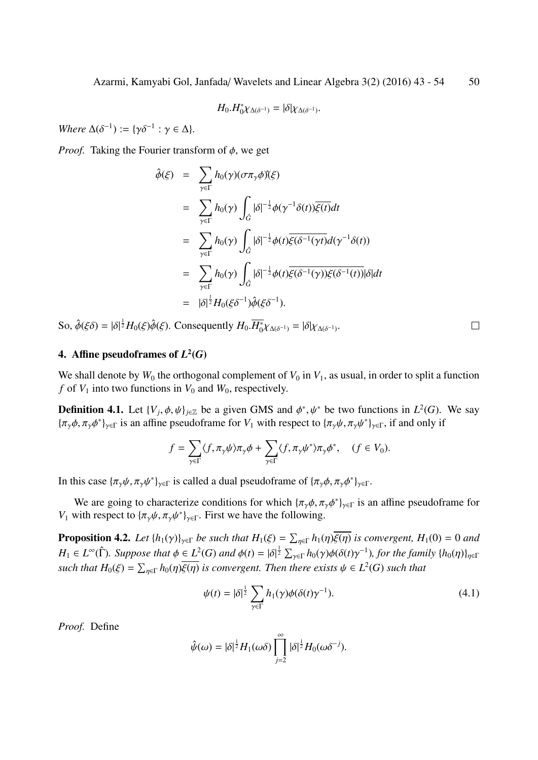$$H_0.H_0^*\chi_{\Delta(\delta^{-1})} = |\delta|\chi_{\Delta(\delta^{-1})}.$$

*Where* $\Delta(\delta^{-1}) := \{\gamma\delta^{-1} : \gamma \in \Delta\}$.

*Proof.* Taking the Fourier transform of $\phi$, we get

$$\begin{aligned}
\hat{\phi}(\xi) &= \sum_{\gamma\in\Gamma} h_0(\gamma)(\sigma\pi_\gamma\phi)\hat{}(\xi) \\
&= \sum_{\gamma\in\Gamma} h_0(\gamma)\int_{\hat{G}} |\delta|^{-\frac{1}{2}}\phi(\gamma^{-1}\delta(t))\overline{\xi(t)}dt \\
&= \sum_{\gamma\in\Gamma} h_0(\gamma)\int_{\hat{G}} |\delta|^{-\frac{1}{2}}\phi(t)\overline{\xi(\delta^{-1}(\gamma t)}d(\gamma^{-1}\delta(t)) \\
&= \sum_{\gamma\in\Gamma} h_0(\gamma)\int_{\hat{G}} |\delta|^{-\frac{1}{2}}\phi(t)\overline{\xi(\delta^{-1}(\gamma))\xi(\delta^{-1}(t))}|\delta|dt \\
&= |\delta|^{\frac{1}{2}}H_0(\xi\delta^{-1})\hat{\phi}(\xi\delta^{-1}).
\end{aligned}$$

So, $\hat{\phi}(\xi\delta) = |\delta|^{\frac{1}{2}}H_0(\xi)\hat{\phi}(\xi)$. Consequently $H_0.\overline{H_0^*}\chi_{\Delta(\delta^{-1})} = |\delta|\chi_{\Delta(\delta^{-1})}$. □

## 4. Affine pseudoframes of $L^2(G)$

We shall denote by $W_0$ the orthogonal complement of $V_0$ in $V_1$, as usual, in order to split a function $f$ of $V_1$ into two functions in $V_0$ and $W_0$, respectively.

**Definition 4.1.** Let $\{V_j, \phi, \psi\}_{j\in\mathbb{Z}}$ be a given GMS and $\phi^*, \psi^*$ be two functions in $L^2(G)$. We say $\{\pi_\gamma\phi, \pi_\gamma\phi^*\}_{\gamma\in\Gamma}$ is an affine pseudoframe for $V_1$ with respect to $\{\pi_\gamma\psi, \pi_\gamma\psi^*\}_{\gamma\in\Gamma}$, if and only if

$$f = \sum_{\gamma\in\Gamma}\langle f, \pi_\gamma\psi\rangle\pi_\gamma\phi + \sum_{\gamma\in\Gamma}\langle f, \pi_\gamma\psi^*\rangle\pi_\gamma\phi^*, \quad (f \in V_0).$$

In this case $\{\pi_\gamma\psi, \pi_\gamma\psi^*\}_{\gamma\in\Gamma}$ is called a dual pseudoframe of $\{\pi_\gamma\phi, \pi_\gamma\phi^*\}_{\gamma\in\Gamma}$.

We are going to characterize conditions for which $\{\pi_\gamma\phi, \pi_\gamma\phi^*\}_{\gamma\in\Gamma}$ is an affine pseudoframe for $V_1$ with respect to $\{\pi_\gamma\psi, \pi_\gamma\psi^*\}_{\gamma\in\Gamma}$. First we have the following.

**Proposition 4.2.** *Let $\{h_1(\gamma)\}_{\gamma\in\Gamma}$ be such that $H_1(\xi) = \sum_{\eta\in\Gamma} h_1(\eta)\overline{\xi(\eta)}$ is convergent, $H_1(0) = 0$ and $H_1 \in L^\infty(\hat{\Gamma})$. Suppose that $\phi \in L^2(G)$ and $\phi(t) = |\delta|^{\frac{1}{2}}\sum_{\gamma\in\Gamma} h_0(\gamma)\phi(\delta(t)\gamma^{-1})$, for the family $\{h_0(\eta)\}_{\eta\in\Gamma}$ such that $H_0(\xi) = \sum_{\eta\in\Gamma} h_0(\eta)\overline{\xi(\eta)}$ is convergent. Then there exists $\psi \in L^2(G)$ such that*

$$\psi(t) = |\delta|^{\frac{1}{2}}\sum_{\gamma\in\Gamma} h_1(\gamma)\phi(\delta(t)\gamma^{-1}). \tag{4.1}$$

*Proof.* Define

$$\hat{\psi}(\omega) = |\delta|^{\frac{1}{2}}H_1(\omega\delta)\prod_{j=2}^{\infty}|\delta|^{\frac{1}{2}}H_0(\omega\delta^{-j}).$$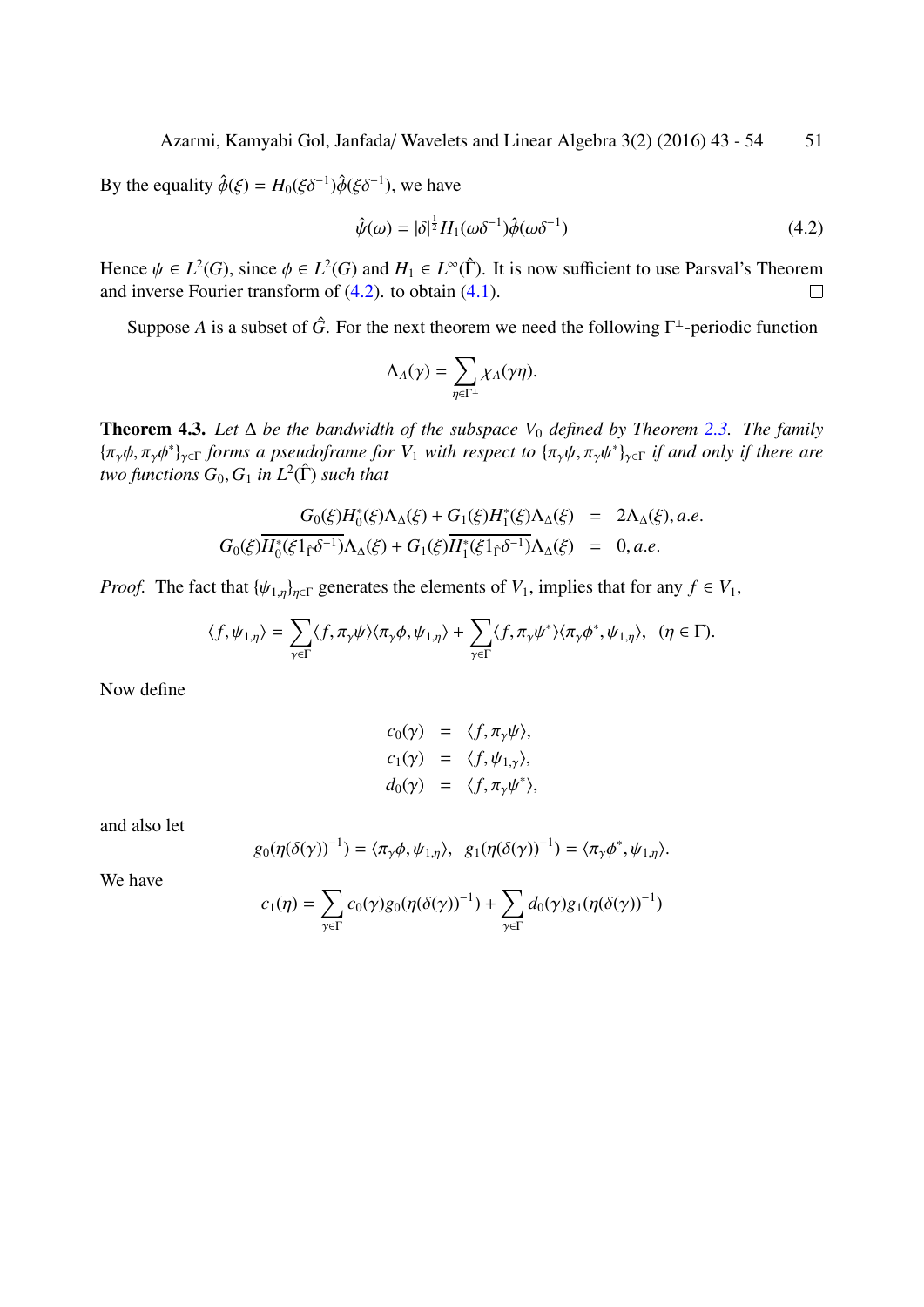By the equality $\hat{\phi}(\xi) = H_0(\xi\delta^{-1})\hat{\phi}(\xi\delta^{-1})$, we have

$$\hat{\psi}(\omega) = |\delta|^{\frac{1}{2}} H_1(\omega\delta^{-1})\hat{\phi}(\omega\delta^{-1}) \tag{4.2}$$

Hence $\psi \in L^2(G)$, since $\phi \in L^2(G)$ and $H_1 \in L^\infty(\hat{\Gamma})$. It is now sufficient to use Parsval's Theorem and inverse Fourier transform of (4.2). to obtain (4.1). □

Suppose $A$ is a subset of $\hat{G}$. For the next theorem we need the following $\Gamma^\perp$-periodic function

$$\Lambda_A(\gamma) = \sum_{\eta \in \Gamma^\perp} \chi_A(\gamma\eta).$$

**Theorem 4.3.** *Let $\Delta$ be the bandwidth of the subspace $V_0$ defined by Theorem 2.3. The family $\{\pi_\gamma\phi, \pi_\gamma\phi^*\}_{\gamma\in\Gamma}$ forms a pseudoframe for $V_1$ with respect to $\{\pi_\gamma\psi, \pi_\gamma\psi^*\}_{\gamma\in\Gamma}$ if and only if there are two functions $G_0, G_1$ in $L^2(\hat{\Gamma})$ such that*

$$\begin{aligned}
G_0(\xi)\overline{H_0^*(\xi)}\Lambda_\Delta(\xi) + G_1(\xi)\overline{H_1^*(\xi)}\Lambda_\Delta(\xi) &= 2\Lambda_\Delta(\xi), a.e. \\
G_0(\xi)\overline{H_0^*(\xi 1_{\hat{\Gamma}}\delta^{-1})}\Lambda_\Delta(\xi) + G_1(\xi)\overline{H_1^*(\xi 1_{\hat{\Gamma}}\delta^{-1})}\Lambda_\Delta(\xi) &= 0, a.e.
\end{aligned}$$

*Proof.* The fact that $\{\psi_{1,\eta}\}_{\eta\in\Gamma}$ generates the elements of $V_1$, implies that for any $f \in V_1$,

$$\langle f, \psi_{1,\eta}\rangle = \sum_{\gamma\in\Gamma}\langle f, \pi_\gamma\psi\rangle\langle\pi_\gamma\phi, \psi_{1,\eta}\rangle + \sum_{\gamma\in\Gamma}\langle f, \pi_\gamma\psi^*\rangle\langle\pi_\gamma\phi^*, \psi_{1,\eta}\rangle, \quad (\eta \in \Gamma).$$

Now define

$$\begin{aligned}
c_0(\gamma) &= \langle f, \pi_\gamma\psi\rangle, \\
c_1(\gamma) &= \langle f, \psi_{1,\gamma}\rangle, \\
d_0(\gamma) &= \langle f, \pi_\gamma\psi^*\rangle,
\end{aligned}$$

and also let

$$g_0(\eta(\delta(\gamma))^{-1}) = \langle\pi_\gamma\phi, \psi_{1,\eta}\rangle, \quad g_1(\eta(\delta(\gamma))^{-1}) = \langle\pi_\gamma\phi^*, \psi_{1,\eta}\rangle.$$

We have

$$c_1(\eta) = \sum_{\gamma\in\Gamma} c_0(\gamma)g_0(\eta(\delta(\gamma))^{-1}) + \sum_{\gamma\in\Gamma} d_0(\gamma)g_1(\eta(\delta(\gamma))^{-1})$$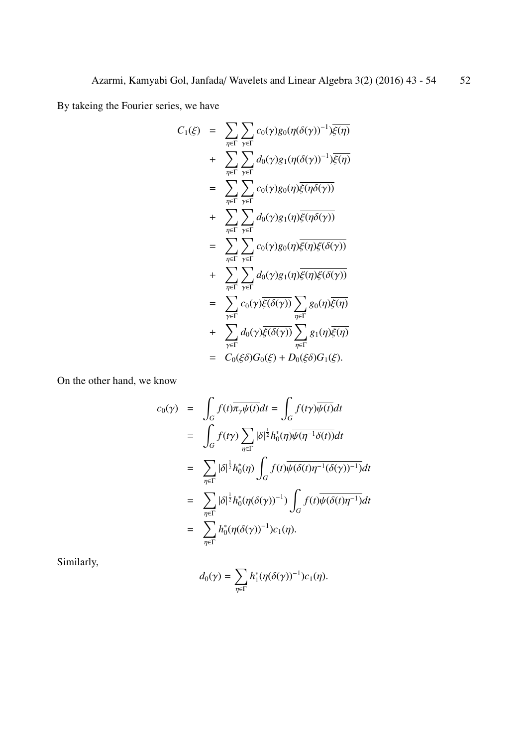By takeing the Fourier series, we have

$$
\begin{aligned}
C_1(\xi) &= \sum_{\eta\in\Gamma}\sum_{\gamma\in\Gamma} c_0(\gamma) g_0(\eta(\delta(\gamma))^{-1})\overline{\xi(\eta)} \\
&+ \sum_{\eta\in\Gamma}\sum_{\gamma\in\Gamma} d_0(\gamma) g_1(\eta(\delta(\gamma))^{-1})\overline{\xi(\eta)} \\
&= \sum_{\eta\in\Gamma}\sum_{\gamma\in\Gamma} c_0(\gamma) g_0(\eta)\overline{\xi(\eta\delta(\gamma))} \\
&+ \sum_{\eta\in\Gamma}\sum_{\gamma\in\Gamma} d_0(\gamma) g_1(\eta)\overline{\xi(\eta\delta(\gamma))} \\
&= \sum_{\eta\in\Gamma}\sum_{\gamma\in\Gamma} c_0(\gamma) g_0(\eta)\overline{\xi(\eta)\xi(\delta(\gamma))} \\
&+ \sum_{\eta\in\Gamma}\sum_{\gamma\in\Gamma} d_0(\gamma) g_1(\eta)\overline{\xi(\eta)\xi(\delta(\gamma))} \\
&= \sum_{\gamma\in\Gamma} c_0(\gamma)\overline{\xi(\delta(\gamma))}\sum_{\eta\in\Gamma} g_0(\eta)\overline{\xi(\eta)} \\
&+ \sum_{\gamma\in\Gamma} d_0(\gamma)\overline{\xi(\delta(\gamma))}\sum_{\eta\in\Gamma} g_1(\eta)\overline{\xi(\eta)} \\
&= C_0(\xi\delta)G_0(\xi) + D_0(\xi\delta)G_1(\xi).
\end{aligned}
$$

On the other hand, we know

$$
\begin{aligned}
c_0(\gamma) &= \int_G f(t)\overline{\pi_\gamma\psi(t)}dt = \int_G f(t\gamma)\overline{\psi(t)}dt \\
&= \int_G f(t\gamma)\sum_{\eta\in\Gamma}|\delta|^{\frac{1}{2}} h_0^*(\eta)\overline{\psi(\eta^{-1}\delta(t))}dt \\
&= \sum_{\eta\in\Gamma}|\delta|^{\frac{1}{2}} h_0^*(\eta)\int_G f(t)\overline{\psi(\delta(t)\eta^{-1}(\delta(\gamma))^{-1})}dt \\
&= \sum_{\eta\in\Gamma}|\delta|^{\frac{1}{2}} h_0^*(\eta(\delta(\gamma))^{-1})\int_G f(t)\overline{\psi(\delta(t)\eta^{-1})}dt \\
&= \sum_{\eta\in\Gamma} h_0^*(\eta(\delta(\gamma))^{-1})c_1(\eta).
\end{aligned}
$$

Similarly,

$$
d_0(\gamma) = \sum_{\eta\in\Gamma} h_1^*(\eta(\delta(\gamma))^{-1})c_1(\eta).
$$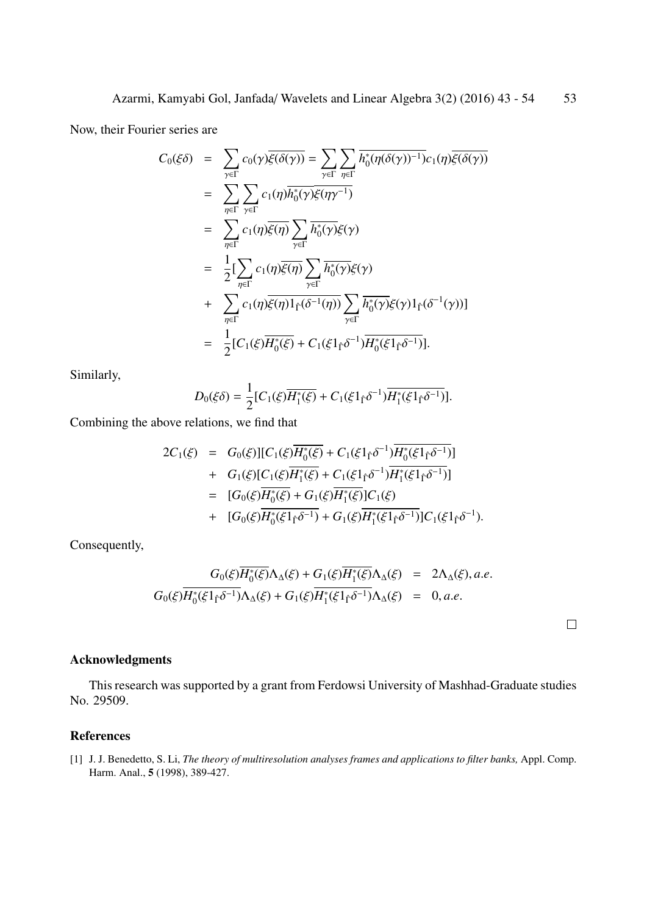Now, their Fourier series are

$$
\begin{aligned}
C_0(\xi\delta) &= \sum_{\gamma\in\Gamma} c_0(\gamma)\overline{\xi(\delta(\gamma))} = \sum_{\gamma\in\Gamma}\sum_{\eta\in\Gamma} \overline{h_0^*(\eta(\delta(\gamma))^{-1})}c_1(\eta)\overline{\xi(\delta(\gamma))} \\
&= \sum_{\eta\in\Gamma}\sum_{\gamma\in\Gamma} c_1(\eta)\overline{h_0^*(\gamma)}\overline{\xi(\eta\gamma^{-1})} \\
&= \sum_{\eta\in\Gamma} c_1(\eta)\overline{\xi(\eta)}\sum_{\gamma\in\Gamma}\overline{h_0^*(\gamma)}\xi(\gamma) \\
&= \frac{1}{2}[\sum_{\eta\in\Gamma} c_1(\eta)\overline{\xi(\eta)}\sum_{\gamma\in\Gamma}\overline{h_0^*(\gamma)}\xi(\gamma) \\
&+ \sum_{\eta\in\Gamma} c_1(\eta)\overline{\xi(\eta)1_{\hat{\Gamma}}(\delta^{-1}(\eta))}\sum_{\gamma\in\Gamma}\overline{h_0^*(\gamma)}\xi(\gamma)1_{\hat{\Gamma}}(\delta^{-1}(\gamma))] \\
&= \frac{1}{2}[C_1(\xi)\overline{H_0^*(\xi)} + C_1(\xi 1_{\hat{\Gamma}}\delta^{-1})\overline{H_0^*(\xi 1_{\hat{\Gamma}}\delta^{-1})}].
\end{aligned}
$$

Similarly,

$$
D_0(\xi\delta) = \frac{1}{2}[C_1(\xi)\overline{H_1^*(\xi)} + C_1(\xi 1_{\hat{\Gamma}}\delta^{-1})\overline{H_1^*(\xi 1_{\hat{\Gamma}}\delta^{-1})}].
$$

Combining the above relations, we find that

$$
\begin{aligned}
2C_1(\xi) &= G_0(\xi)][C_1(\xi)\overline{H_0^*(\xi)} + C_1(\xi 1_{\hat{\Gamma}}\delta^{-1})\overline{H_0^*(\xi 1_{\hat{\Gamma}}\delta^{-1})}] \\
&+ G_1(\xi)[C_1(\xi)\overline{H_1^*(\xi)} + C_1(\xi 1_{\hat{\Gamma}}\delta^{-1})\overline{H_1^*(\xi 1_{\hat{\Gamma}}\delta^{-1})}] \\
&= [G_0(\xi)\overline{H_0^*(\xi)} + G_1(\xi)\overline{H_1^*(\xi)}]C_1(\xi) \\
&+ [G_0(\xi)\overline{H_0^*(\xi 1_{\hat{\Gamma}}\delta^{-1})} + G_1(\xi)\overline{H_1^*(\xi 1_{\hat{\Gamma}}\delta^{-1})}]C_1(\xi 1_{\hat{\Gamma}}\delta^{-1}).
\end{aligned}
$$

Consequently,

$$
\begin{aligned}
G_0(\xi)\overline{H_0^*(\xi)}\Lambda_\Delta(\xi) + G_1(\xi)\overline{H_1^*(\xi)}\Lambda_\Delta(\xi) &= 2\Lambda_\Delta(\xi), a.e. \\
G_0(\xi)\overline{H_0^*(\xi 1_{\hat{\Gamma}}\delta^{-1})}\Lambda_\Delta(\xi) + G_1(\xi)\overline{H_1^*(\xi 1_{\hat{\Gamma}}\delta^{-1})}\Lambda_\Delta(\xi) &= 0, a.e.
\end{aligned}
$$

□

## Acknowledgments

This research was supported by a grant from Ferdowsi University of Mashhad-Graduate studies No. 29509.

## References

[1] J. J. Benedetto, S. Li, *The theory of multiresolution analyses frames and applications to filter banks,* Appl. Comp. Harm. Anal., **5** (1998), 389-427.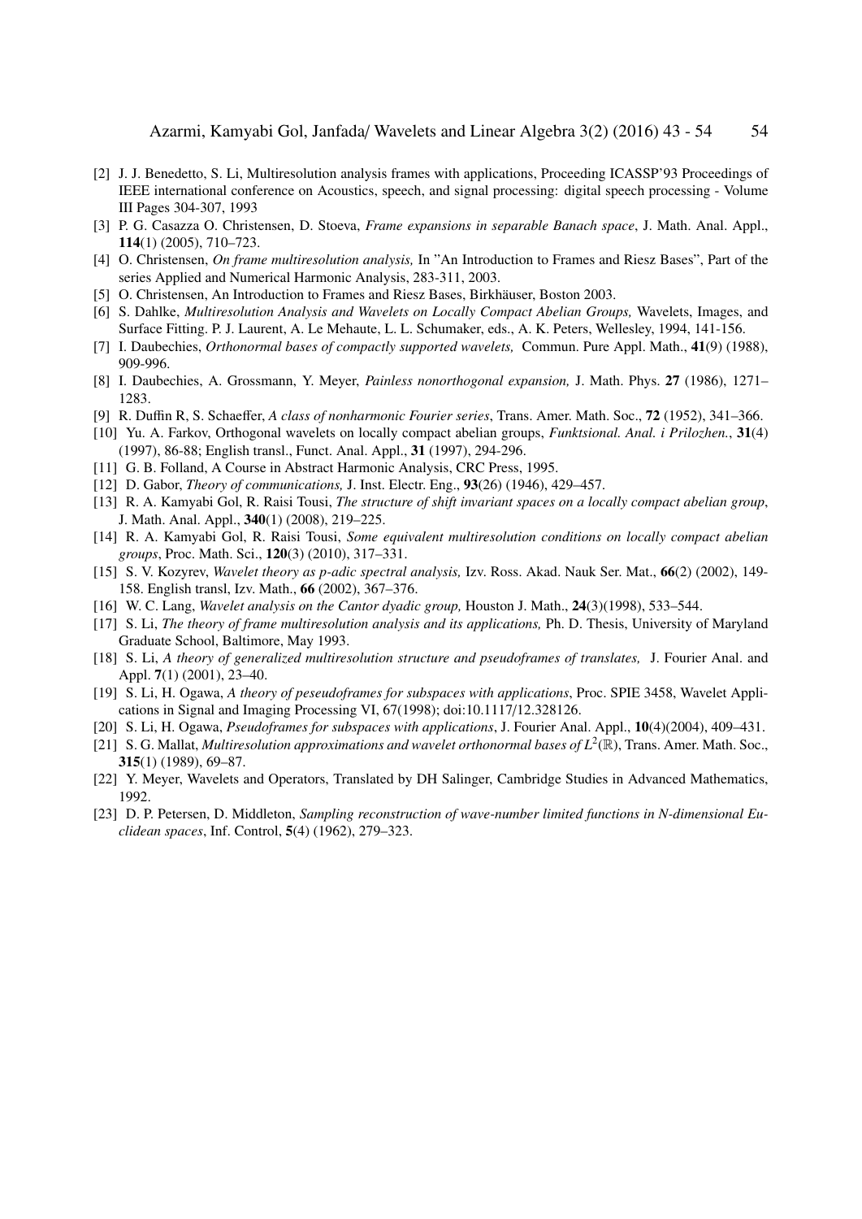[2] J. J. Benedetto, S. Li, Multiresolution analysis frames with applications, Proceeding ICASSP'93 Proceedings of IEEE international conference on Acoustics, speech, and signal processing: digital speech processing - Volume III Pages 304-307, 1993

[3] P. G. Casazza O. Christensen, D. Stoeva, *Frame expansions in separable Banach space*, J. Math. Anal. Appl., **114**(1) (2005), 710–723.

[4] O. Christensen, *On frame multiresolution analysis,* In "An Introduction to Frames and Riesz Bases", Part of the series Applied and Numerical Harmonic Analysis, 283-311, 2003.

[5] O. Christensen, An Introduction to Frames and Riesz Bases, Birkhäuser, Boston 2003.

[6] S. Dahlke, *Multiresolution Analysis and Wavelets on Locally Compact Abelian Groups,* Wavelets, Images, and Surface Fitting. P. J. Laurent, A. Le Mehaute, L. L. Schumaker, eds., A. K. Peters, Wellesley, 1994, 141-156.

[7] I. Daubechies, *Orthonormal bases of compactly supported wavelets,* Commun. Pure Appl. Math., **41**(9) (1988), 909-996.

[8] I. Daubechies, A. Grossmann, Y. Meyer, *Painless nonorthogonal expansion,* J. Math. Phys. **27** (1986), 1271–1283.

[9] R. Duffin R, S. Schaeffer, *A class of nonharmonic Fourier series*, Trans. Amer. Math. Soc., **72** (1952), 341–366.

[10] Yu. A. Farkov, Orthogonal wavelets on locally compact abelian groups, *Funktsional. Anal. i Prilozhen.*, **31**(4) (1997), 86-88; English transl., Funct. Anal. Appl., **31** (1997), 294-296.

[11] G. B. Folland, A Course in Abstract Harmonic Analysis, CRC Press, 1995.

[12] D. Gabor, *Theory of communications,* J. Inst. Electr. Eng., **93**(26) (1946), 429–457.

[13] R. A. Kamyabi Gol, R. Raisi Tousi, *The structure of shift invariant spaces on a locally compact abelian group*, J. Math. Anal. Appl., **340**(1) (2008), 219–225.

[14] R. A. Kamyabi Gol, R. Raisi Tousi, *Some equivalent multiresolution conditions on locally compact abelian groups*, Proc. Math. Sci., **120**(3) (2010), 317–331.

[15] S. V. Kozyrev, *Wavelet theory as p-adic spectral analysis,* Izv. Ross. Akad. Nauk Ser. Mat., **66**(2) (2002), 149-158. English transl, Izv. Math., **66** (2002), 367–376.

[16] W. C. Lang, *Wavelet analysis on the Cantor dyadic group,* Houston J. Math., **24**(3)(1998), 533–544.

[17] S. Li, *The theory of frame multiresolution analysis and its applications,* Ph. D. Thesis, University of Maryland Graduate School, Baltimore, May 1993.

[18] S. Li, *A theory of generalized multiresolution structure and pseudoframes of translates,* J. Fourier Anal. and Appl. **7**(1) (2001), 23–40.

[19] S. Li, H. Ogawa, *A theory of peseudoframes for subspaces with applications*, Proc. SPIE 3458, Wavelet Applications in Signal and Imaging Processing VI, 67(1998); doi:10.1117/12.328126.

[20] S. Li, H. Ogawa, *Pseudoframes for subspaces with applications*, J. Fourier Anal. Appl., **10**(4)(2004), 409–431.

[21] S. G. Mallat, *Multiresolution approximations and wavelet orthonormal bases of* $L^2(\mathbb{R})$, Trans. Amer. Math. Soc., **315**(1) (1989), 69–87.

[22] Y. Meyer, Wavelets and Operators, Translated by DH Salinger, Cambridge Studies in Advanced Mathematics, 1992.

[23] D. P. Petersen, D. Middleton, *Sampling reconstruction of wave-number limited functions in N-dimensional Euclidean spaces*, Inf. Control, **5**(4) (1962), 279–323.